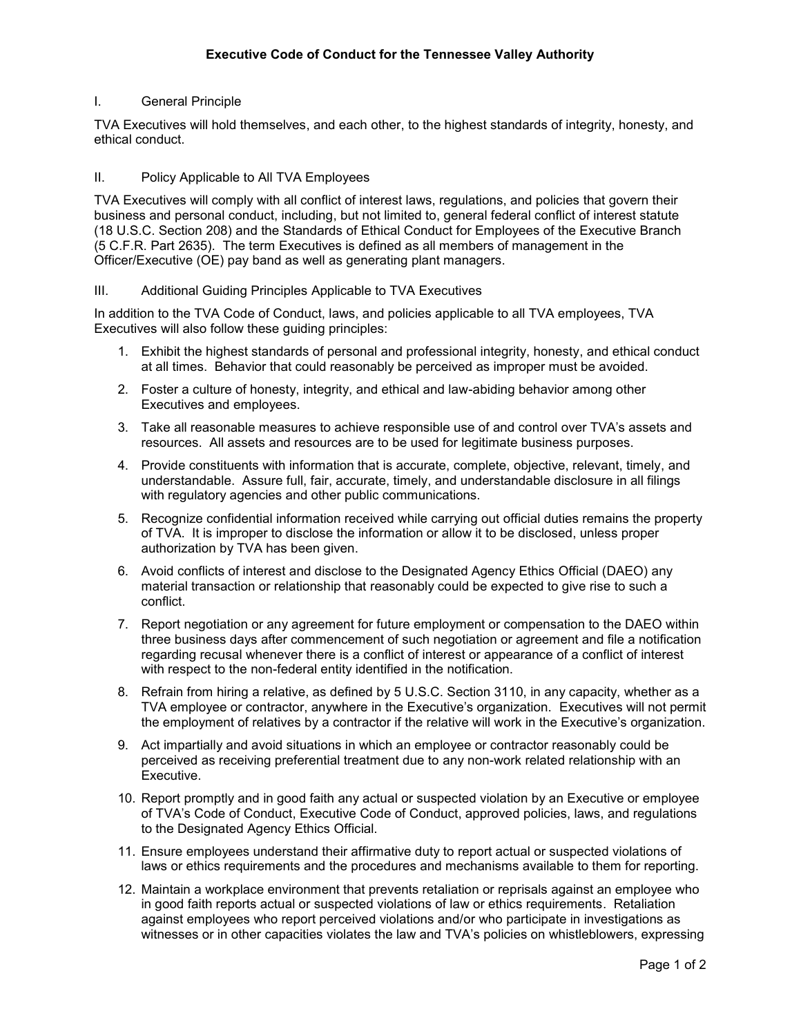# Executive Code of Conduct for the Tennessee Valley Authority

## I. General Principle

TVA Executives will hold themselves, and each other, to the highest standards of integrity, honesty, and ethical conduct.

## II. Policy Applicable to All TVA Employees

TVA Executives will comply with all conflict of interest laws, regulations, and policies that govern their business and personal conduct, including, but not limited to, general federal conflict of interest statute (18 U.S.C. Section 208) and the Standards of Ethical Conduct for Employees of the Executive Branch (5 C.F.R. Part 2635). The term Executives is defined as all members of management in the Officer/Executive (OE) pay band as well as generating plant managers.

## III. Additional Guiding Principles Applicable to TVA Executives

In addition to the TVA Code of Conduct, laws, and policies applicable to all TVA employees, TVA Executives will also follow these guiding principles:

1. Exhibit the highest standards of personal and professional integrity, honesty, and ethical conduct at all times. Behavior that could reasonably be perceived as improper must be avoided.
2. Foster a culture of honesty, integrity, and ethical and law-abiding behavior among other Executives and employees.
3. Take all reasonable measures to achieve responsible use of and control over TVA's assets and resources. All assets and resources are to be used for legitimate business purposes.
4. Provide constituents with information that is accurate, complete, objective, relevant, timely, and understandable. Assure full, fair, accurate, timely, and understandable disclosure in all filings with regulatory agencies and other public communications.
5. Recognize confidential information received while carrying out official duties remains the property of TVA. It is improper to disclose the information or allow it to be disclosed, unless proper authorization by TVA has been given.
6. Avoid conflicts of interest and disclose to the Designated Agency Ethics Official (DAEO) any material transaction or relationship that reasonably could be expected to give rise to such a conflict.
7. Report negotiation or any agreement for future employment or compensation to the DAEO within three business days after commencement of such negotiation or agreement and file a notification regarding recusal whenever there is a conflict of interest or appearance of a conflict of interest with respect to the non-federal entity identified in the notification.
8. Refrain from hiring a relative, as defined by 5 U.S.C. Section 3110, in any capacity, whether as a TVA employee or contractor, anywhere in the Executive's organization. Executives will not permit the employment of relatives by a contractor if the relative will work in the Executive's organization.
9. Act impartially and avoid situations in which an employee or contractor reasonably could be perceived as receiving preferential treatment due to any non-work related relationship with an Executive.
10. Report promptly and in good faith any actual or suspected violation by an Executive or employee of TVA's Code of Conduct, Executive Code of Conduct, approved policies, laws, and regulations to the Designated Agency Ethics Official.
11. Ensure employees understand their affirmative duty to report actual or suspected violations of laws or ethics requirements and the procedures and mechanisms available to them for reporting.
12. Maintain a workplace environment that prevents retaliation or reprisals against an employee who in good faith reports actual or suspected violations of law or ethics requirements. Retaliation against employees who report perceived violations and/or who participate in investigations as witnesses or in other capacities violates the law and TVA's policies on whistleblowers, expressing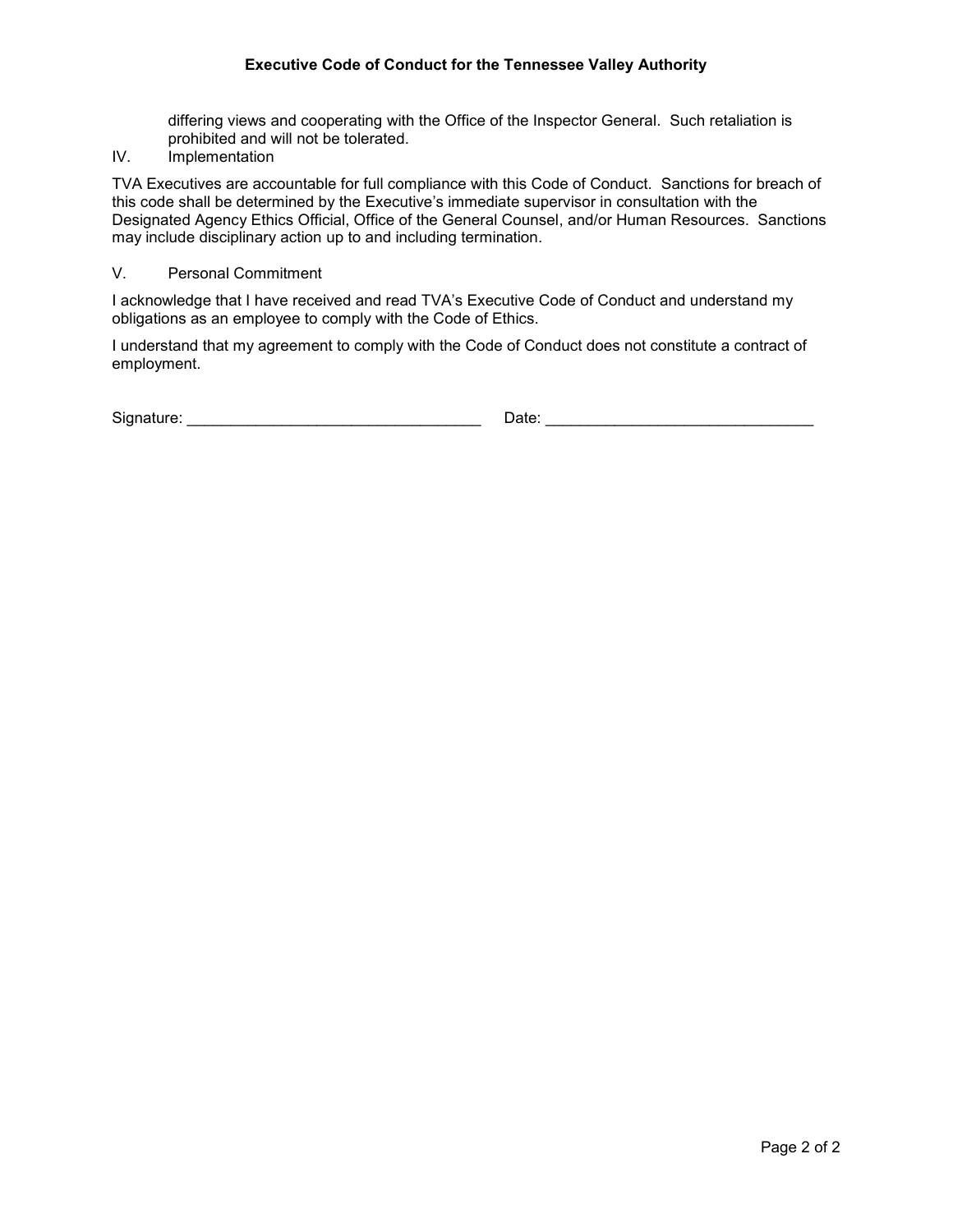differing views and cooperating with the Office of the Inspector General. Such retaliation is prohibited and will not be tolerated.

## IV. Implementation

TVA Executives are accountable for full compliance with this Code of Conduct. Sanctions for breach of this code shall be determined by the Executive's immediate supervisor in consultation with the Designated Agency Ethics Official, Office of the General Counsel, and/or Human Resources. Sanctions may include disciplinary action up to and including termination.

## V. Personal Commitment

I acknowledge that I have received and read TVA's Executive Code of Conduct and understand my obligations as an employee to comply with the Code of Ethics.

I understand that my agreement to comply with the Code of Conduct does not constitute a contract of employment.

Signature: __________________________________ Date: _______________________________